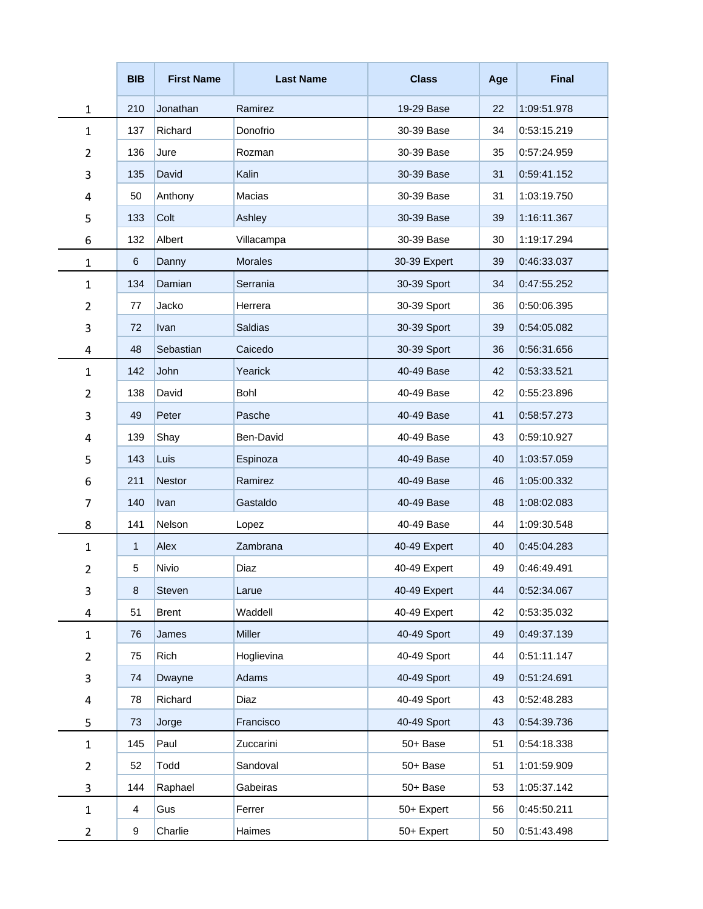| | BIB | First Name | Last Name | Class | Age | Final |
|---|---|---|---|---|---|---|
| 1 | 210 | Jonathan | Ramirez | 19-29 Base | 22 | 1:09:51.978 |
| 1 | 137 | Richard | Donofrio | 30-39 Base | 34 | 0:53:15.219 |
| 2 | 136 | Jure | Rozman | 30-39 Base | 35 | 0:57:24.959 |
| 3 | 135 | David | Kalin | 30-39 Base | 31 | 0:59:41.152 |
| 4 | 50 | Anthony | Macias | 30-39 Base | 31 | 1:03:19.750 |
| 5 | 133 | Colt | Ashley | 30-39 Base | 39 | 1:16:11.367 |
| 6 | 132 | Albert | Villacampa | 30-39 Base | 30 | 1:19:17.294 |
| 1 | 6 | Danny | Morales | 30-39 Expert | 39 | 0:46:33.037 |
| 1 | 134 | Damian | Serrania | 30-39 Sport | 34 | 0:47:55.252 |
| 2 | 77 | Jacko | Herrera | 30-39 Sport | 36 | 0:50:06.395 |
| 3 | 72 | Ivan | Saldias | 30-39 Sport | 39 | 0:54:05.082 |
| 4 | 48 | Sebastian | Caicedo | 30-39 Sport | 36 | 0:56:31.656 |
| 1 | 142 | John | Yearick | 40-49 Base | 42 | 0:53:33.521 |
| 2 | 138 | David | Bohl | 40-49 Base | 42 | 0:55:23.896 |
| 3 | 49 | Peter | Pasche | 40-49 Base | 41 | 0:58:57.273 |
| 4 | 139 | Shay | Ben-David | 40-49 Base | 43 | 0:59:10.927 |
| 5 | 143 | Luis | Espinoza | 40-49 Base | 40 | 1:03:57.059 |
| 6 | 211 | Nestor | Ramirez | 40-49 Base | 46 | 1:05:00.332 |
| 7 | 140 | Ivan | Gastaldo | 40-49 Base | 48 | 1:08:02.083 |
| 8 | 141 | Nelson | Lopez | 40-49 Base | 44 | 1:09:30.548 |
| 1 | 1 | Alex | Zambrana | 40-49 Expert | 40 | 0:45:04.283 |
| 2 | 5 | Nivio | Diaz | 40-49 Expert | 49 | 0:46:49.491 |
| 3 | 8 | Steven | Larue | 40-49 Expert | 44 | 0:52:34.067 |
| 4 | 51 | Brent | Waddell | 40-49 Expert | 42 | 0:53:35.032 |
| 1 | 76 | James | Miller | 40-49 Sport | 49 | 0:49:37.139 |
| 2 | 75 | Rich | Hoglievina | 40-49 Sport | 44 | 0:51:11.147 |
| 3 | 74 | Dwayne | Adams | 40-49 Sport | 49 | 0:51:24.691 |
| 4 | 78 | Richard | Diaz | 40-49 Sport | 43 | 0:52:48.283 |
| 5 | 73 | Jorge | Francisco | 40-49 Sport | 43 | 0:54:39.736 |
| 1 | 145 | Paul | Zuccarini | 50+ Base | 51 | 0:54:18.338 |
| 2 | 52 | Todd | Sandoval | 50+ Base | 51 | 1:01:59.909 |
| 3 | 144 | Raphael | Gabeiras | 50+ Base | 53 | 1:05:37.142 |
| 1 | 4 | Gus | Ferrer | 50+ Expert | 56 | 0:45:50.211 |
| 2 | 9 | Charlie | Haimes | 50+ Expert | 50 | 0:51:43.498 |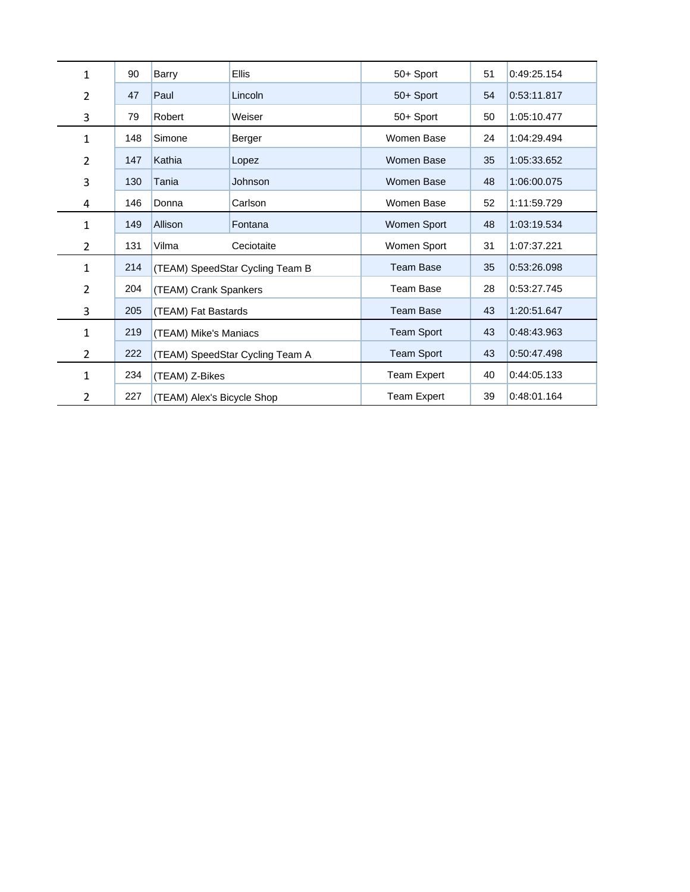| | | | | | | |
|---|---|---|---|---|---|---|
| 1 | 90 | Barry | Ellis | 50+ Sport | 51 | 0:49:25.154 |
| 2 | 47 | Paul | Lincoln | 50+ Sport | 54 | 0:53:11.817 |
| 3 | 79 | Robert | Weiser | 50+ Sport | 50 | 1:05:10.477 |
| 1 | 148 | Simone | Berger | Women Base | 24 | 1:04:29.494 |
| 2 | 147 | Kathia | Lopez | Women Base | 35 | 1:05:33.652 |
| 3 | 130 | Tania | Johnson | Women Base | 48 | 1:06:00.075 |
| 4 | 146 | Donna | Carlson | Women Base | 52 | 1:11:59.729 |
| 1 | 149 | Allison | Fontana | Women Sport | 48 | 1:03:19.534 |
| 2 | 131 | Vilma | Ceciotaite | Women Sport | 31 | 1:07:37.221 |
| 1 | 214 | (TEAM) SpeedStar Cycling Team B | | Team Base | 35 | 0:53:26.098 |
| 2 | 204 | (TEAM) Crank Spankers | | Team Base | 28 | 0:53:27.745 |
| 3 | 205 | (TEAM) Fat Bastards | | Team Base | 43 | 1:20:51.647 |
| 1 | 219 | (TEAM) Mike's Maniacs | | Team Sport | 43 | 0:48:43.963 |
| 2 | 222 | (TEAM) SpeedStar Cycling Team A | | Team Sport | 43 | 0:50:47.498 |
| 1 | 234 | (TEAM) Z-Bikes | | Team Expert | 40 | 0:44:05.133 |
| 2 | 227 | (TEAM) Alex's Bicycle Shop | | Team Expert | 39 | 0:48:01.164 |